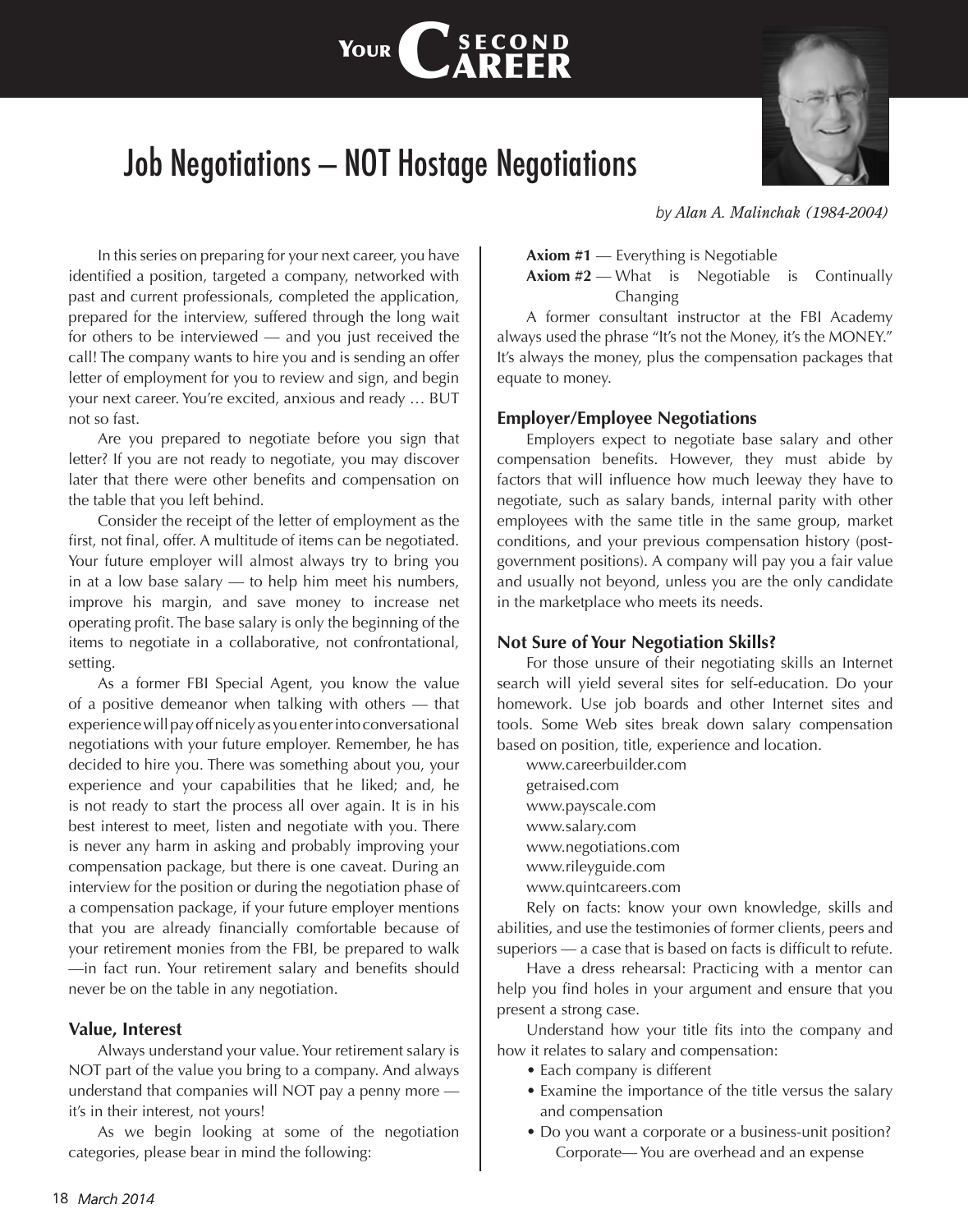# Job Negotiations – NOT Hostage Negotiations

*by Alan A. Malinchak (1984-2004)*

In this series on preparing for your next career, you have identified a position, targeted a company, networked with past and current professionals, completed the application, prepared for the interview, suffered through the long wait for others to be interviewed — and you just received the call! The company wants to hire you and is sending an offer letter of employment for you to review and sign, and begin your next career. You're excited, anxious and ready … BUT not so fast.

Are you prepared to negotiate before you sign that letter? If you are not ready to negotiate, you may discover later that there were other benefits and compensation on the table that you left behind.

Consider the receipt of the letter of employment as the first, not final, offer. A multitude of items can be negotiated. Your future employer will almost always try to bring you in at a low base salary — to help him meet his numbers, improve his margin, and save money to increase net operating profit. The base salary is only the beginning of the items to negotiate in a collaborative, not confrontational, setting.

As a former FBI Special Agent, you know the value of a positive demeanor when talking with others — that experience will pay off nicely as you enter into conversational negotiations with your future employer. Remember, he has decided to hire you. There was something about you, your experience and your capabilities that he liked; and, he is not ready to start the process all over again. It is in his best interest to meet, listen and negotiate with you. There is never any harm in asking and probably improving your compensation package, but there is one caveat. During an interview for the position or during the negotiation phase of a compensation package, if your future employer mentions that you are already financially comfortable because of your retirement monies from the FBI, be prepared to walk —in fact run. Your retirement salary and benefits should never be on the table in any negotiation.

### Value, Interest

Always understand your value. Your retirement salary is NOT part of the value you bring to a company. And always understand that companies will NOT pay a penny more — it's in their interest, not yours!

As we begin looking at some of the negotiation categories, please bear in mind the following:

**Axiom #1** — Everything is Negotiable

**Axiom #2** — What is Negotiable is Continually Changing

A former consultant instructor at the FBI Academy always used the phrase "It's not the Money, it's the MONEY." It's always the money, plus the compensation packages that equate to money.

### Employer/Employee Negotiations

Employers expect to negotiate base salary and other compensation benefits. However, they must abide by factors that will influence how much leeway they have to negotiate, such as salary bands, internal parity with other employees with the same title in the same group, market conditions, and your previous compensation history (post-government positions). A company will pay you a fair value and usually not beyond, unless you are the only candidate in the marketplace who meets its needs.

### Not Sure of Your Negotiation Skills?

For those unsure of their negotiating skills an Internet search will yield several sites for self-education. Do your homework. Use job boards and other Internet sites and tools. Some Web sites break down salary compensation based on position, title, experience and location.

www.careerbuilder.com
getraised.com
www.payscale.com
www.salary.com
www.negotiations.com
www.rileyguide.com
www.quintcareers.com

Rely on facts: know your own knowledge, skills and abilities, and use the testimonies of former clients, peers and superiors — a case that is based on facts is difficult to refute.

Have a dress rehearsal: Practicing with a mentor can help you find holes in your argument and ensure that you present a strong case.

Understand how your title fits into the company and how it relates to salary and compensation:

- Each company is different
- Examine the importance of the title versus the salary and compensation
- Do you want a corporate or a business-unit position?
  Corporate— You are overhead and an expense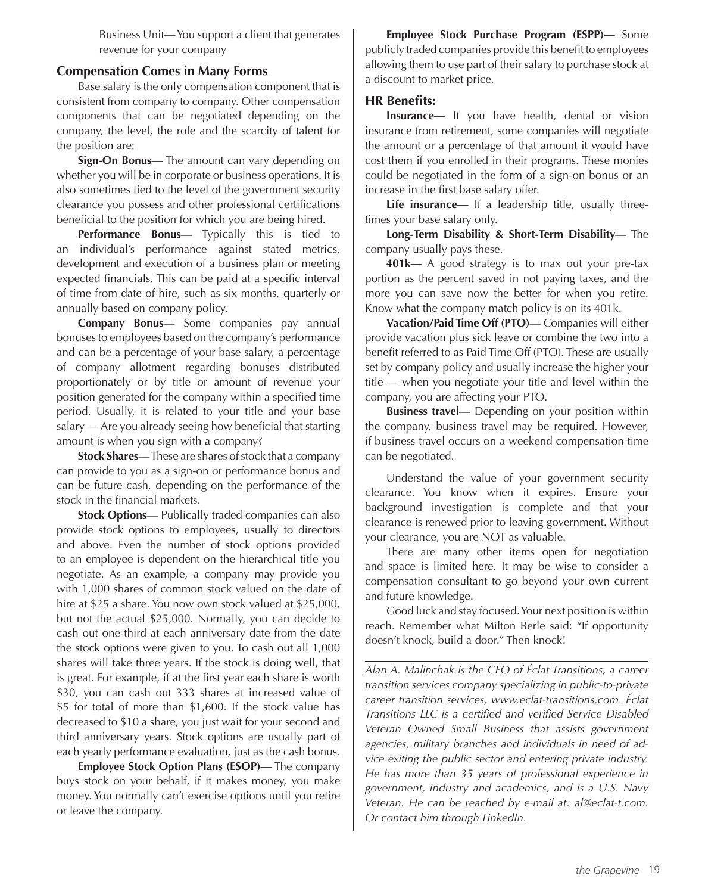Business Unit—You support a client that generates revenue for your company

## Compensation Comes in Many Forms

Base salary is the only compensation component that is consistent from company to company. Other compensation components that can be negotiated depending on the company, the level, the role and the scarcity of talent for the position are:

**Sign-On Bonus—** The amount can vary depending on whether you will be in corporate or business operations. It is also sometimes tied to the level of the government security clearance you possess and other professional certifications beneficial to the position for which you are being hired.

**Performance Bonus—** Typically this is tied to an individual's performance against stated metrics, development and execution of a business plan or meeting expected financials. This can be paid at a specific interval of time from date of hire, such as six months, quarterly or annually based on company policy.

**Company Bonus—** Some companies pay annual bonuses to employees based on the company's performance and can be a percentage of your base salary, a percentage of company allotment regarding bonuses distributed proportionately or by title or amount of revenue your position generated for the company within a specified time period. Usually, it is related to your title and your base salary — Are you already seeing how beneficial that starting amount is when you sign with a company?

**Stock Shares—** These are shares of stock that a company can provide to you as a sign-on or performance bonus and can be future cash, depending on the performance of the stock in the financial markets.

**Stock Options—** Publically traded companies can also provide stock options to employees, usually to directors and above. Even the number of stock options provided to an employee is dependent on the hierarchical title you negotiate. As an example, a company may provide you with 1,000 shares of common stock valued on the date of hire at $25 a share. You now own stock valued at $25,000, but not the actual $25,000. Normally, you can decide to cash out one-third at each anniversary date from the date the stock options were given to you. To cash out all 1,000 shares will take three years. If the stock is doing well, that is great. For example, if at the first year each share is worth $30, you can cash out 333 shares at increased value of $5 for total of more than $1,600. If the stock value has decreased to $10 a share, you just wait for your second and third anniversary years. Stock options are usually part of each yearly performance evaluation, just as the cash bonus.

**Employee Stock Option Plans (ESOP)—** The company buys stock on your behalf, if it makes money, you make money. You normally can't exercise options until you retire or leave the company.

**Employee Stock Purchase Program (ESPP)—** Some publicly traded companies provide this benefit to employees allowing them to use part of their salary to purchase stock at a discount to market price.

## HR Benefits:

**Insurance—** If you have health, dental or vision insurance from retirement, some companies will negotiate the amount or a percentage of that amount it would have cost them if you enrolled in their programs. These monies could be negotiated in the form of a sign-on bonus or an increase in the first base salary offer.

**Life insurance—** If a leadership title, usually three-times your base salary only.

**Long-Term Disability & Short-Term Disability—** The company usually pays these.

**401k—** A good strategy is to max out your pre-tax portion as the percent saved in not paying taxes, and the more you can save now the better for when you retire. Know what the company match policy is on its 401k.

**Vacation/Paid Time Off (PTO)—** Companies will either provide vacation plus sick leave or combine the two into a benefit referred to as Paid Time Off (PTO). These are usually set by company policy and usually increase the higher your title — when you negotiate your title and level within the company, you are affecting your PTO.

**Business travel—** Depending on your position within the company, business travel may be required. However, if business travel occurs on a weekend compensation time can be negotiated.

Understand the value of your government security clearance. You know when it expires. Ensure your background investigation is complete and that your clearance is renewed prior to leaving government. Without your clearance, you are NOT as valuable.

There are many other items open for negotiation and space is limited here. It may be wise to consider a compensation consultant to go beyond your own current and future knowledge.

Good luck and stay focused. Your next position is within reach. Remember what Milton Berle said: "If opportunity doesn't knock, build a door." Then knock!

---

*Alan A. Malinchak is the CEO of Éclat Transitions, a career transition services company specializing in public-to-private career transition services, www.eclat-transitions.com. Éclat Transitions LLC is a certified and verified Service Disabled Veteran Owned Small Business that assists government agencies, military branches and individuals in need of advice exiting the public sector and entering private industry. He has more than 35 years of professional experience in government, industry and academics, and is a U.S. Navy Veteran. He can be reached by e-mail at: al@eclat-t.com. Or contact him through LinkedIn.*